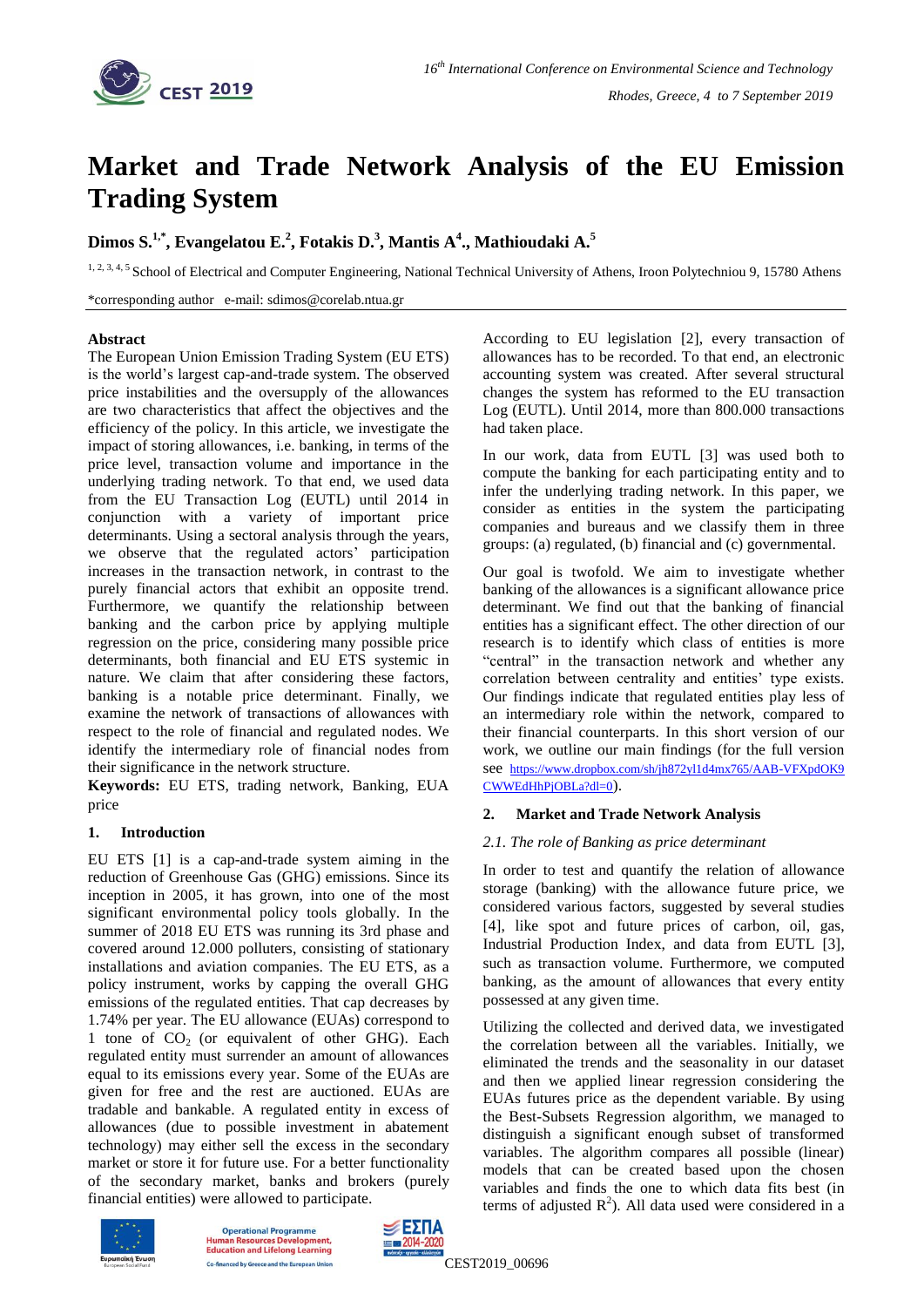# Market and Trade Network Analysis of the EU Emission Trading System

**Dimos S.[1,*], Evangelatou E.[2], Fotakis D.[3], Mantis A[4]., Mathioudaki A.[5]**

[1, 2, 3, 4, 5] School of Electrical and Computer Engineering, National Technical University of Athens, Iroon Polytechniou 9, 15780 Athens

*corresponding author e-mail: sdimos@corelab.ntua.gr

**Abstract**

The European Union Emission Trading System (EU ETS) is the world's largest cap-and-trade system. The observed price instabilities and the oversupply of the allowances are two characteristics that affect the objectives and the efficiency of the policy. In this article, we investigate the impact of storing allowances, i.e. banking, in terms of the price level, transaction volume and importance in the underlying trading network. To that end, we used data from the EU Transaction Log (EUTL) until 2014 in conjunction with a variety of important price determinants. Using a sectoral analysis through the years, we observe that the regulated actors' participation increases in the transaction network, in contrast to the purely financial actors that exhibit an opposite trend. Furthermore, we quantify the relationship between banking and the carbon price by applying multiple regression on the price, considering many possible price determinants, both financial and EU ETS systemic in nature. We claim that after considering these factors, banking is a notable price determinant. Finally, we examine the network of transactions of allowances with respect to the role of financial and regulated nodes. We identify the intermediary role of financial nodes from their significance in the network structure.

**Keywords:** EU ETS, trading network, Banking, EUA price

## 1. Introduction

EU ETS [1] is a cap-and-trade system aiming in the reduction of Greenhouse Gas (GHG) emissions. Since its inception in 2005, it has grown, into one of the most significant environmental policy tools globally. In the summer of 2018 EU ETS was running its 3rd phase and covered around 12.000 polluters, consisting of stationary installations and aviation companies. The EU ETS, as a policy instrument, works by capping the overall GHG emissions of the regulated entities. That cap decreases by 1.74% per year. The EU allowance (EUAs) correspond to 1 tone of $CO_2$ (or equivalent of other GHG). Each regulated entity must surrender an amount of allowances equal to its emissions every year. Some of the EUAs are given for free and the rest are auctioned. EUAs are tradable and bankable. A regulated entity in excess of allowances (due to possible investment in abatement technology) may either sell the excess in the secondary market or store it for future use. For a better functionality of the secondary market, banks and brokers (purely financial entities) were allowed to participate.

According to EU legislation [2], every transaction of allowances has to be recorded. To that end, an electronic accounting system was created. After several structural changes the system has reformed to the EU transaction Log (EUTL). Until 2014, more than 800.000 transactions had taken place.

In our work, data from EUTL [3] was used both to compute the banking for each participating entity and to infer the underlying trading network. In this paper, we consider as entities in the system the participating companies and bureaus and we classify them in three groups: (a) regulated, (b) financial and (c) governmental.

Our goal is twofold. We aim to investigate whether banking of the allowances is a significant allowance price determinant. We find out that the banking of financial entities has a significant effect. The other direction of our research is to identify which class of entities is more "central" in the transaction network and whether any correlation between centrality and entities' type exists. Our findings indicate that regulated entities play less of an intermediary role within the network, compared to their financial counterparts. In this short version of our work, we outline our main findings (for the full version see https://www.dropbox.com/sh/jh872yl1d4mx765/AAB-VFXpdOK9CWWEdHhPjOBLa?dl=0).

## 2. Market and Trade Network Analysis

### *2.1. The role of Banking as price determinant*

In order to test and quantify the relation of allowance storage (banking) with the allowance future price, we considered various factors, suggested by several studies [4], like spot and future prices of carbon, oil, gas, Industrial Production Index, and data from EUTL [3], such as transaction volume. Furthermore, we computed banking, as the amount of allowances that every entity possessed at any given time.

Utilizing the collected and derived data, we investigated the correlation between all the variables. Initially, we eliminated the trends and the seasonality in our dataset and then we applied linear regression considering the EUAs futures price as the dependent variable. By using the Best-Subsets Regression algorithm, we managed to distinguish a significant enough subset of transformed variables. The algorithm compares all possible (linear) models that can be created based upon the chosen variables and finds the one to which data fits best (in terms of adjusted $R^2$). All data used were considered in a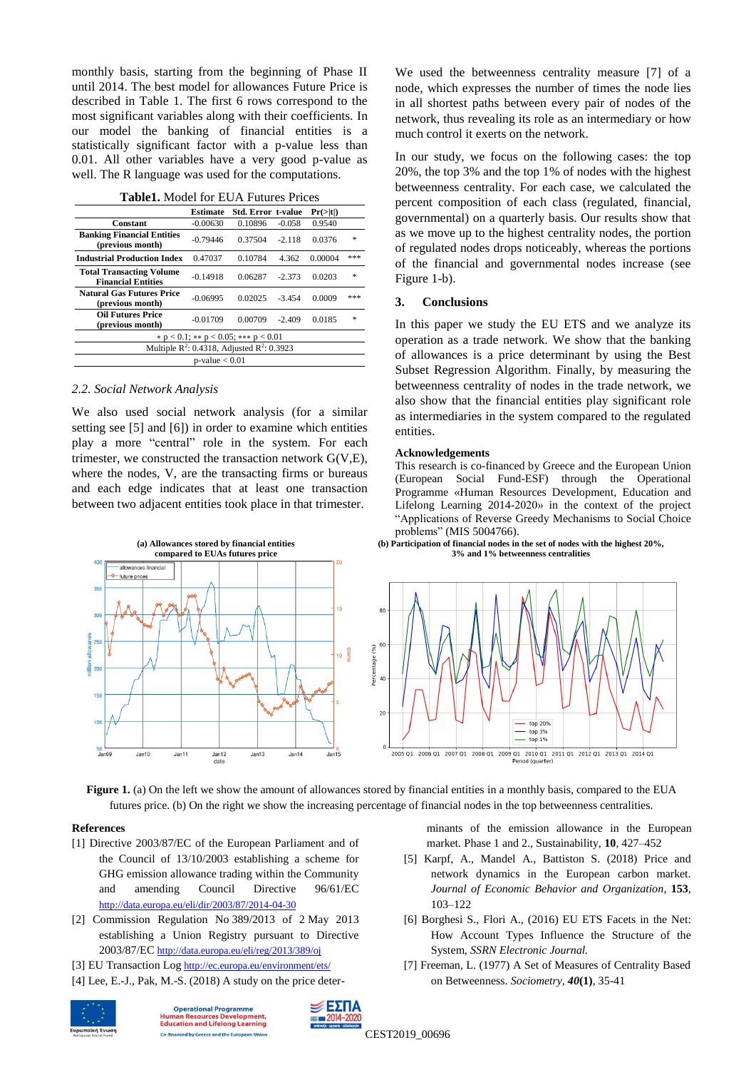monthly basis, starting from the beginning of Phase II until 2014. The best model for allowances Future Price is described in Table 1. The first 6 rows correspond to the most significant variables along with their coefficients. In our model the banking of financial entities is a statistically significant factor with a p-value less than 0.01. All other variables have a very good p-value as well. The R language was used for the computations.

**Table1.** Model for EUA Futures Prices

| | Estimate | Std. Error | t-value | Pr(>\|t\|) | |
|---|---|---|---|---|---|
| **Constant** | -0.00630 | 0.10896 | -0.058 | 0.9540 | |
| **Banking Financial Entities (previous month)** | -0.79446 | 0.37504 | -2.118 | 0.0376 | * |
| **Industrial Production Index** | 0.47037 | 0.10784 | 4.362 | 0.00004 | *** |
| **Total Transacting Volume Financial Entities** | -0.14918 | 0.06287 | -2.373 | 0.0203 | * |
| **Natural Gas Futures Price (previous month)** | -0.06995 | 0.02025 | -3.454 | 0.0009 | *** |
| **Oil Futures Price (previous month)** | -0.01709 | 0.00709 | -2.409 | 0.0185 | * |
| * p < 0.1; ** p < 0.05; *** p < 0.01 | | | | | |
| Multiple $R^2$: 0.4318, Adjusted $R^2$: 0.3923 | | | | | |
| p-value < 0.01 | | | | | |

### *2.2. Social Network Analysis*

We also used social network analysis (for a similar setting see [5] and [6]) in order to examine which entities play a more "central" role in the system. For each trimester, we constructed the transaction network G(V,E), where the nodes, V, are the transacting firms or bureaus and each edge indicates that at least one transaction between two adjacent entities took place in that trimester.

We used the betweenness centrality measure [7] of a node, which expresses the number of times the node lies in all shortest paths between every pair of nodes of the network, thus revealing its role as an intermediary or how much control it exerts on the network.

In our study, we focus on the following cases: the top 20%, the top 3% and the top 1% of nodes with the highest betweenness centrality. For each case, we calculated the percent composition of each class (regulated, financial, governmental) on a quarterly basis. Our results show that as we move up to the highest centrality nodes, the portion of regulated nodes drops noticeably, whereas the portions of the financial and governmental nodes increase (see Figure 1-b).

## 3. Conclusions

In this paper we study the EU ETS and we analyze its operation as a trade network. We show that the banking of allowances is a price determinant by using the Best Subset Regression Algorithm. Finally, by measuring the betweenness centrality of nodes in the trade network, we also show that the financial entities play significant role as intermediaries in the system compared to the regulated entities.

### Acknowledgements

This research is co-financed by Greece and the European Union (European Social Fund-ESF) through the Operational Programme «Human Resources Development, Education and Lifelong Learning 2014-2020» in the context of the project "Applications of Reverse Greedy Mechanisms to Social Choice problems" (MIS 5004766).

**(a) Allowances stored by financial entities compared to EUAs futures price**

allowances financial
future prices
million allowances
euros
date
Jan09 Jan10 Jan11 Jan12 Jan13 Jan14 Jan15

**(b) Participation of financial nodes in the set of nodes with the highest 20%, 3% and 1% betweenness centralities**

Percentage (%)
top 20%
top 3%
top 1%
Period (quarter)
2005 Q1 2006 Q1 2007 Q1 2008 Q1 2009 Q1 2010 Q1 2011 Q1 2012 Q1 2013 Q1 2014 Q1

**Figure 1.** (a) On the left we show the amount of allowances stored by financial entities in a monthly basis, compared to the EUA futures price. (b) On the right we show the increasing percentage of financial nodes in the top betweenness centralities.

### References

[1] Directive 2003/87/EC of the European Parliament and of the Council of 13/10/2003 establishing a scheme for GHG emission allowance trading within the Community and amending Council Directive 96/61/EC http://data.europa.eu/eli/dir/2003/87/2014-04-30

[2] Commission Regulation No 389/2013 of 2 May 2013 establishing a Union Registry pursuant to Directive 2003/87/EC http://data.europa.eu/eli/reg/2013/389/oj

[3] EU Transaction Log http://ec.europa.eu/environment/ets/

[4] Lee, E.-J., Pak, M.-S. (2018) A study on the price determinants of the emission allowance in the European market. Phase 1 and 2., Sustainability, **10**, 427–452

[5] Karpf, A., Mandel A., Battiston S. (2018) Price and network dynamics in the European carbon market. *Journal of Economic Behavior and Organization*, **153**, 103–122

[6] Borghesi S., Flori A., (2016) EU ETS Facets in the Net: How Account Types Influence the Structure of the System, *SSRN Electronic Journal.*

[7] Freeman, L. (1977) A Set of Measures of Centrality Based on Betweenness. *Sociometry, **40*(1)**, 35-41

CEST2019_00696